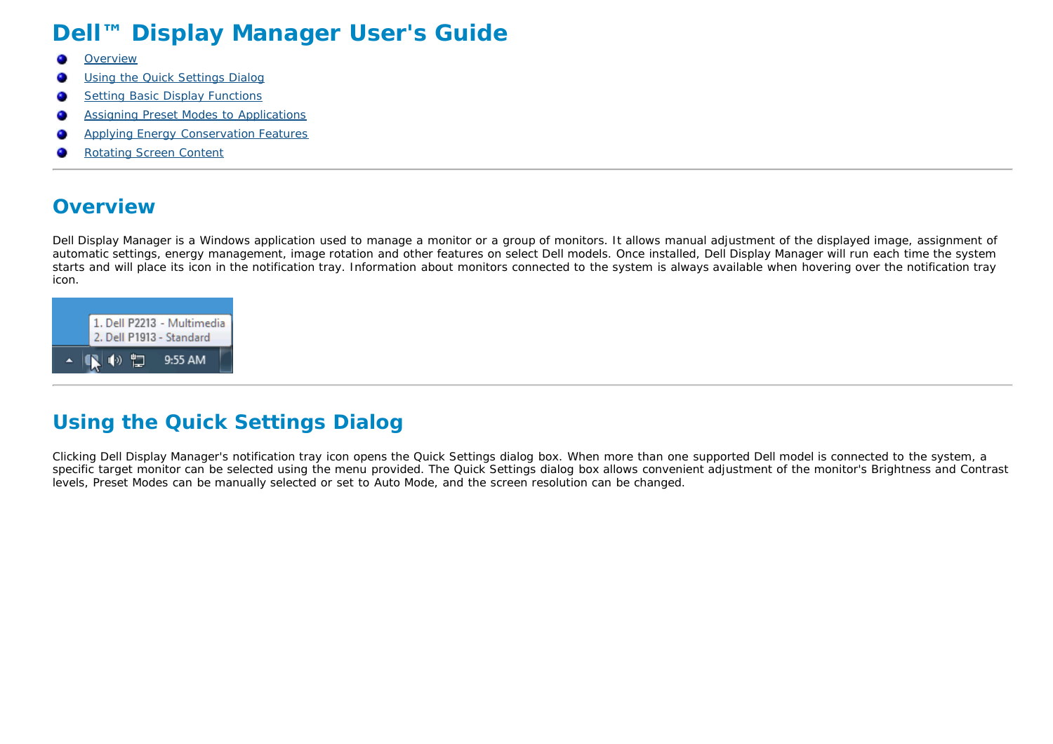# Dell™ Display Manager User's Guide

- Overview
- Using the Quick Settings Dialog
- Setting Basic Display Functions
- Assigning Preset Modes to Applications
- Applying Energy Conservation Features
- Rotating Screen Content

---

## Overview

Dell Display Manager is a Windows application used to manage a monitor or a group of monitors. It allows manual adjustment of the displayed image, assignment of automatic settings, energy management, image rotation and other features on select Dell models. Once installed, Dell Display Manager will run each time the system starts and will place its icon in the notification tray. Information about monitors connected to the system is always available when hovering over the notification tray icon.

---

## Using the Quick Settings Dialog

Clicking Dell Display Manager's notification tray icon opens the Quick Settings dialog box. When more than one supported Dell model is connected to the system, a specific target monitor can be selected using the menu provided. The Quick Settings dialog box allows convenient adjustment of the monitor's Brightness and Contrast levels, Preset Modes can be manually selected or set to Auto Mode, and the screen resolution can be changed.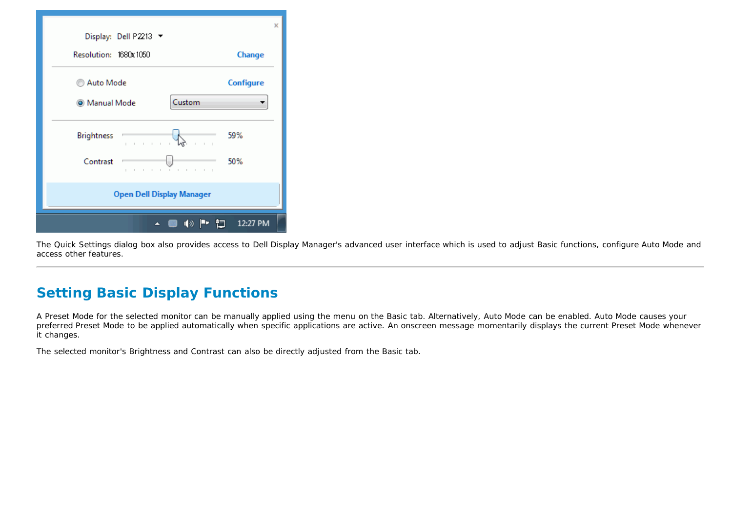The Quick Settings dialog box also provides access to Dell Display Manager's advanced user interface which is used to adjust Basic functions, configure Auto Mode and access other features.

---

## Setting Basic Display Functions

A Preset Mode for the selected monitor can be manually applied using the menu on the Basic tab. Alternatively, Auto Mode can be enabled. Auto Mode causes your preferred Preset Mode to be applied automatically when specific applications are active. An onscreen message momentarily displays the current Preset Mode whenever it changes.

The selected monitor's Brightness and Contrast can also be directly adjusted from the Basic tab.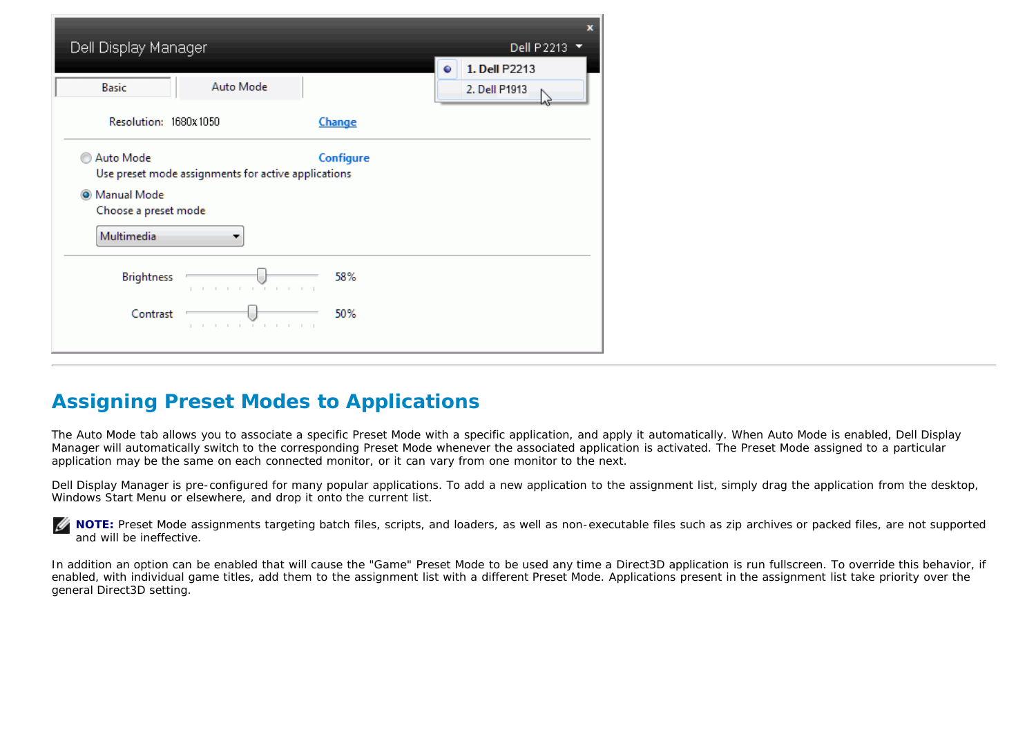## Assigning Preset Modes to Applications

The Auto Mode tab allows you to associate a specific Preset Mode with a specific application, and apply it automatically. When Auto Mode is enabled, Dell Display Manager will automatically switch to the corresponding Preset Mode whenever the associated application is activated. The Preset Mode assigned to a particular application may be the same on each connected monitor, or it can vary from one monitor to the next.

Dell Display Manager is pre-configured for many popular applications. To add a new application to the assignment list, simply drag the application from the desktop, Windows Start Menu or elsewhere, and drop it onto the current list.

**NOTE:** Preset Mode assignments targeting batch files, scripts, and loaders, as well as non-executable files such as zip archives or packed files, are not supported and will be ineffective.

In addition an option can be enabled that will cause the "Game" Preset Mode to be used any time a Direct3D application is run fullscreen. To override this behavior, if enabled, with individual game titles, add them to the assignment list with a different Preset Mode. Applications present in the assignment list take priority over the general Direct3D setting.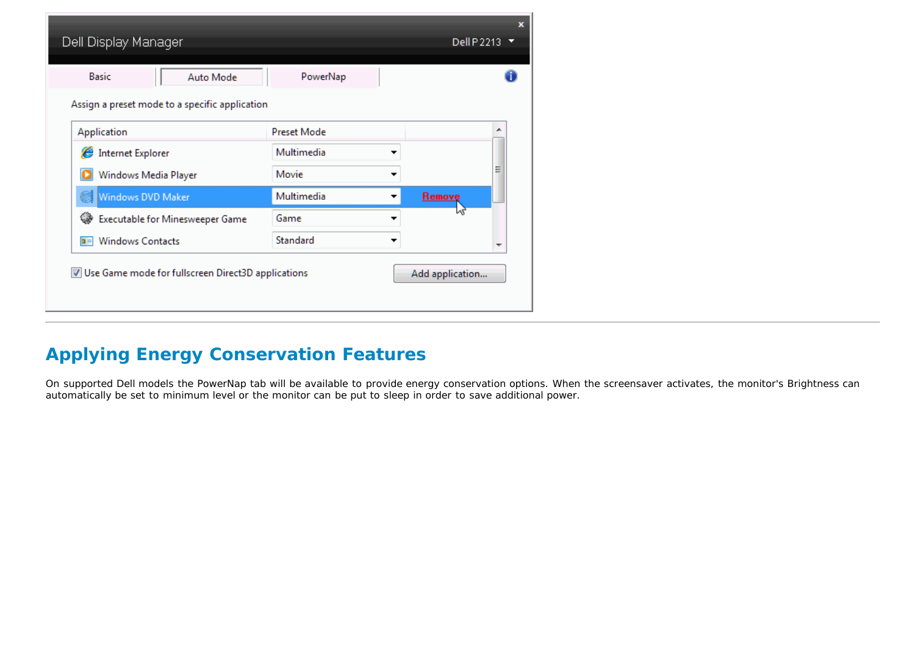## Applying Energy Conservation Features

On supported Dell models the PowerNap tab will be available to provide energy conservation options. When the screensaver activates, the monitor's Brightness can automatically be set to minimum level or the monitor can be put to sleep in order to save additional power.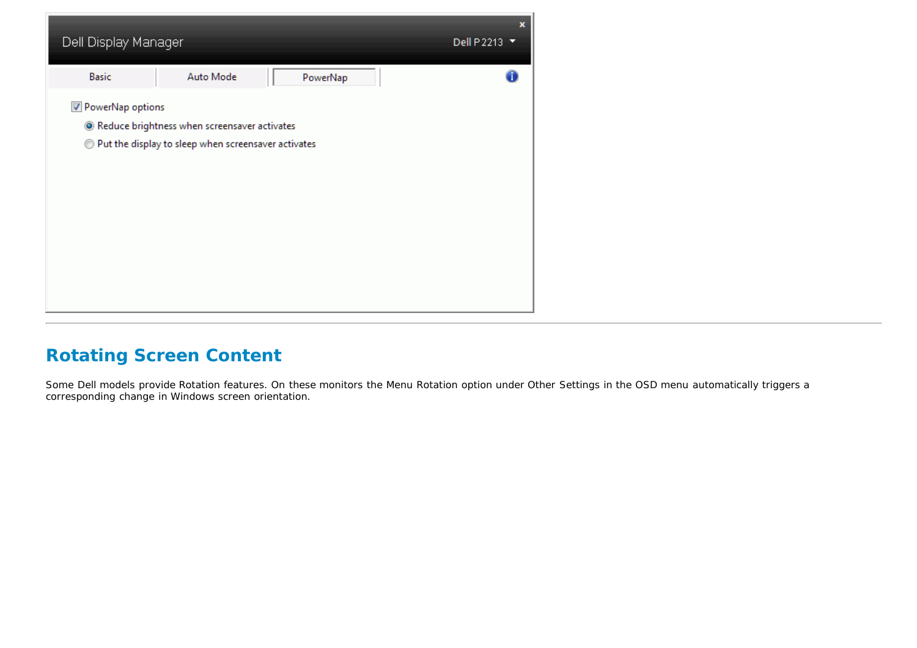---

## Rotating Screen Content

Some Dell models provide Rotation features. On these monitors the Menu Rotation option under Other Settings in the OSD menu automatically triggers a corresponding change in Windows screen orientation.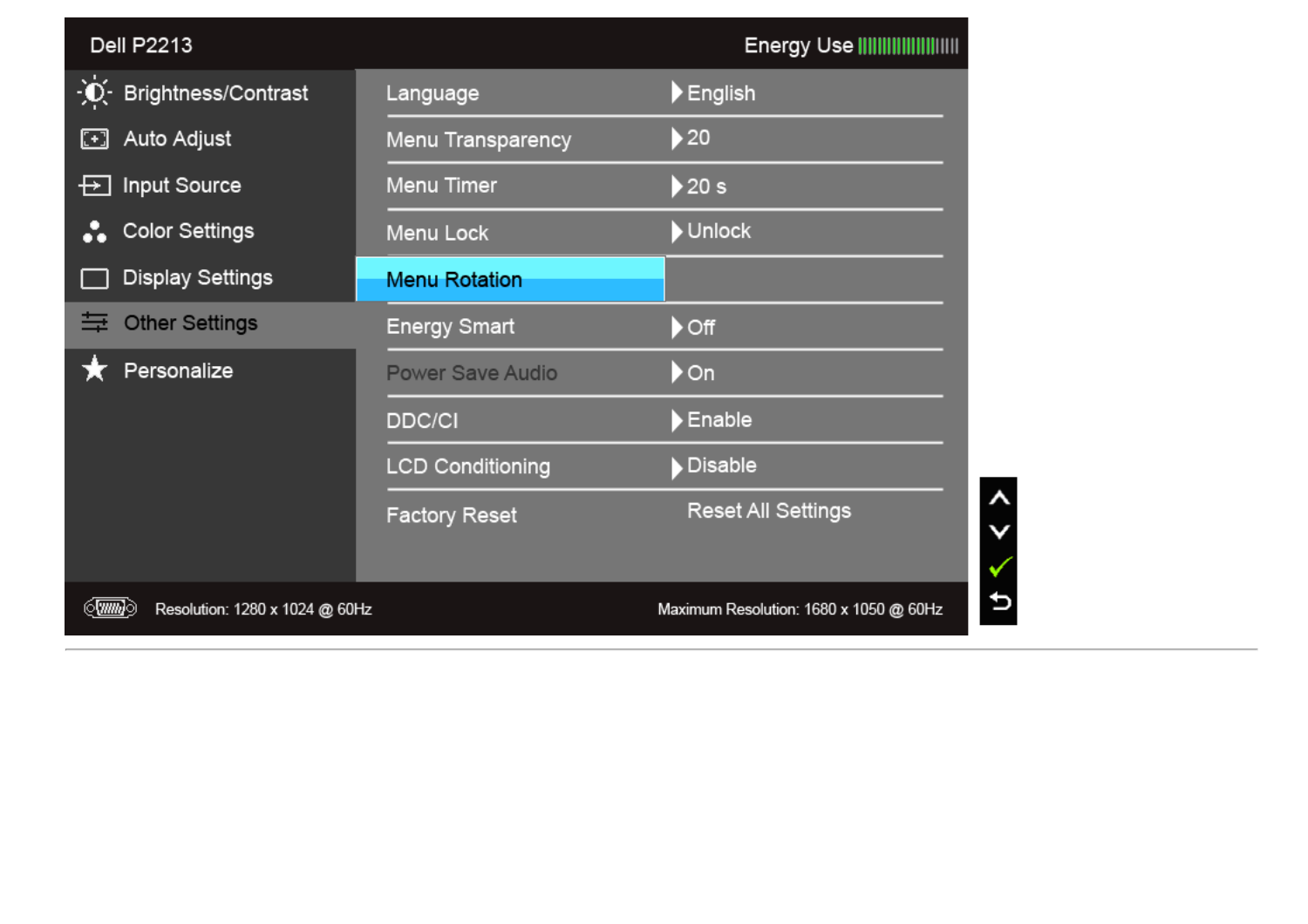Dell P2213 | Energy Use

| | | |
|---|---|---|
| Brightness/Contrast | Language | English |
| Auto Adjust | Menu Transparency | 20 |
| Input Source | Menu Timer | 20 s |
| Color Settings | Menu Lock | Unlock |
| Display Settings | Menu Rotation | |
| Other Settings | Energy Smart | Off |
| Personalize | Power Save Audio | On |
| | DDC/CI | Enable |
| | LCD Conditioning | Disable |
| | Factory Reset | Reset All Settings |

Resolution: 1280 x 1024 @ 60Hz

Maximum Resolution: 1680 x 1050 @ 60Hz